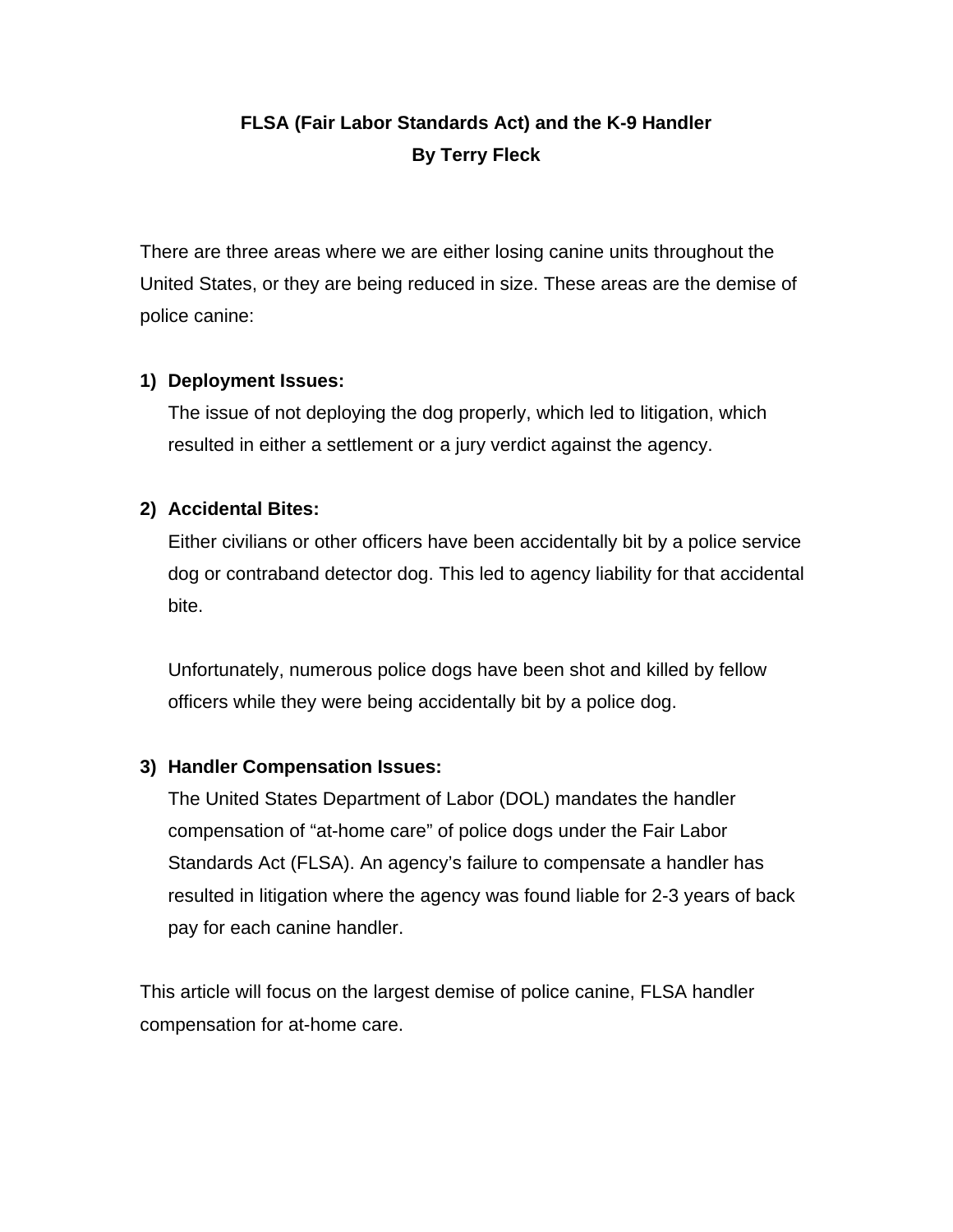# FLSA (Fair Labor Standards Act) and the K-9 Handler

**By Terry Fleck**

There are three areas where we are either losing canine units throughout the United States, or they are being reduced in size. These areas are the demise of police canine:

1) **Deployment Issues:**
   The issue of not deploying the dog properly, which led to litigation, which resulted in either a settlement or a jury verdict against the agency.

2) **Accidental Bites:**
   Either civilians or other officers have been accidentally bit by a police service dog or contraband detector dog. This led to agency liability for that accidental bite.

   Unfortunately, numerous police dogs have been shot and killed by fellow officers while they were being accidentally bit by a police dog.

3) **Handler Compensation Issues:**
   The United States Department of Labor (DOL) mandates the handler compensation of "at-home care" of police dogs under the Fair Labor Standards Act (FLSA). An agency's failure to compensate a handler has resulted in litigation where the agency was found liable for 2-3 years of back pay for each canine handler.

This article will focus on the largest demise of police canine, FLSA handler compensation for at-home care.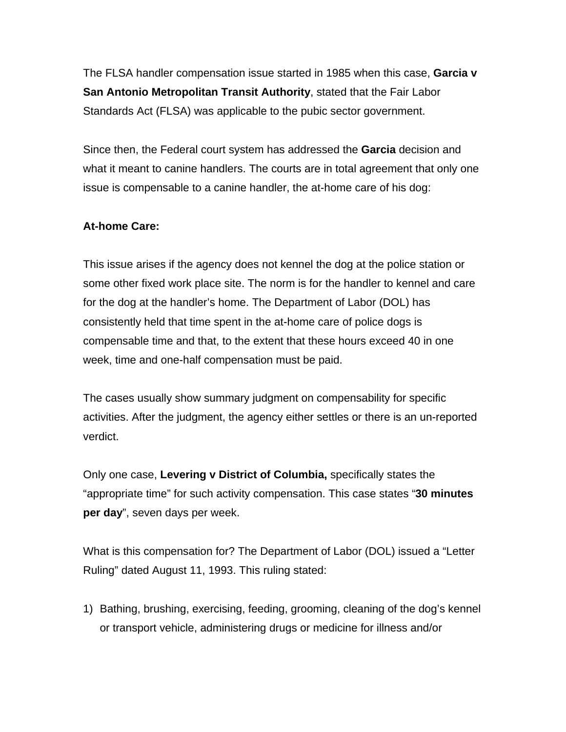The FLSA handler compensation issue started in 1985 when this case, **Garcia v San Antonio Metropolitan Transit Authority**, stated that the Fair Labor Standards Act (FLSA) was applicable to the pubic sector government.

Since then, the Federal court system has addressed the **Garcia** decision and what it meant to canine handlers. The courts are in total agreement that only one issue is compensable to a canine handler, the at-home care of his dog:

**At-home Care:**

This issue arises if the agency does not kennel the dog at the police station or some other fixed work place site. The norm is for the handler to kennel and care for the dog at the handler's home. The Department of Labor (DOL) has consistently held that time spent in the at-home care of police dogs is compensable time and that, to the extent that these hours exceed 40 in one week, time and one-half compensation must be paid.

The cases usually show summary judgment on compensability for specific activities. After the judgment, the agency either settles or there is an un-reported verdict.

Only one case, **Levering v District of Columbia,** specifically states the "appropriate time" for such activity compensation. This case states "**30 minutes per day**", seven days per week.

What is this compensation for? The Department of Labor (DOL) issued a "Letter Ruling" dated August 11, 1993. This ruling stated:

1) Bathing, brushing, exercising, feeding, grooming, cleaning of the dog's kennel or transport vehicle, administering drugs or medicine for illness and/or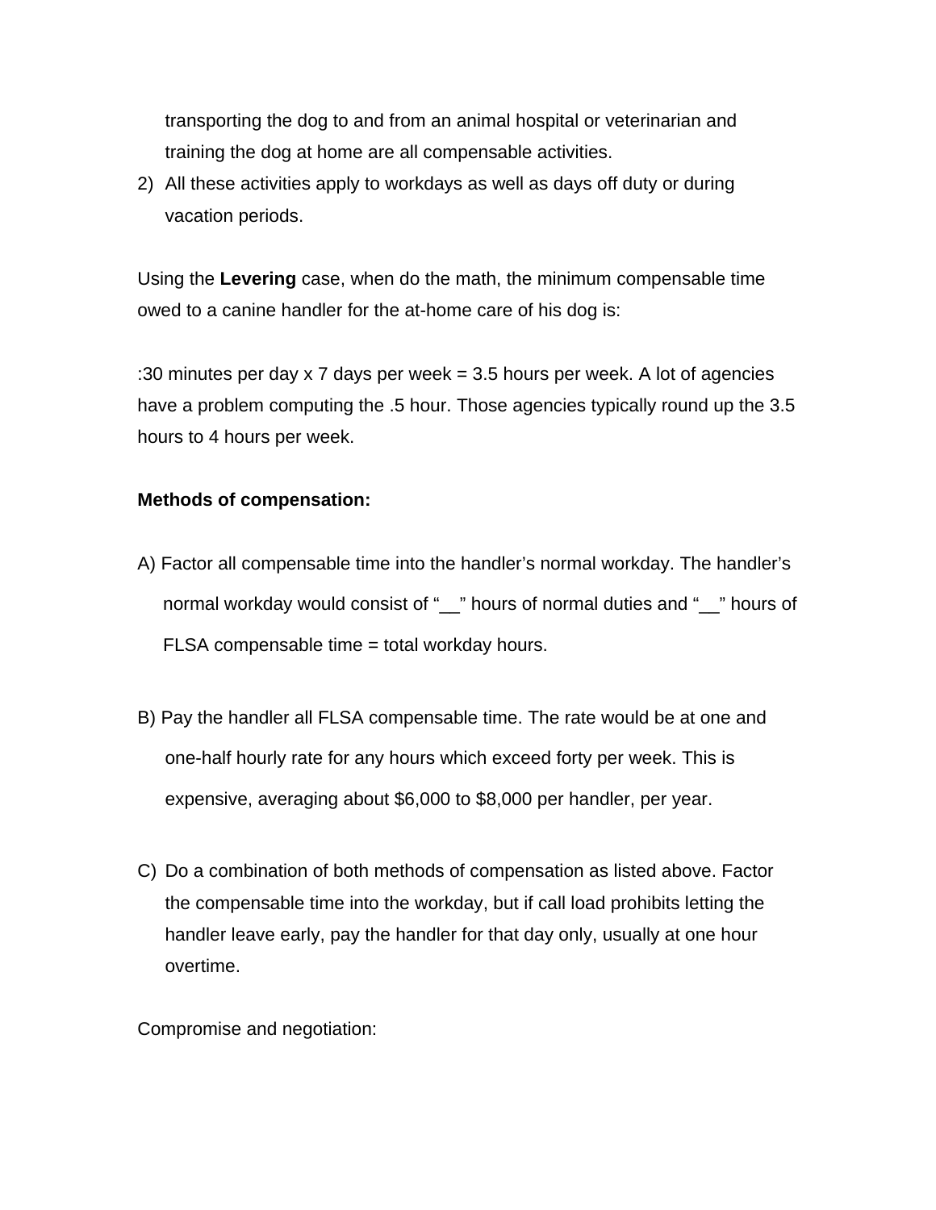transporting the dog to and from an animal hospital or veterinarian and training the dog at home are all compensable activities.

2) All these activities apply to workdays as well as days off duty or during vacation periods.

Using the **Levering** case, when do the math, the minimum compensable time owed to a canine handler for the at-home care of his dog is:

:30 minutes per day x 7 days per week = 3.5 hours per week. A lot of agencies have a problem computing the .5 hour. Those agencies typically round up the 3.5 hours to 4 hours per week.

**Methods of compensation:**

A) Factor all compensable time into the handler's normal workday. The handler's normal workday would consist of "__" hours of normal duties and "__" hours of FLSA compensable time = total workday hours.

B) Pay the handler all FLSA compensable time. The rate would be at one and one-half hourly rate for any hours which exceed forty per week. This is expensive, averaging about $6,000 to $8,000 per handler, per year.

C) Do a combination of both methods of compensation as listed above. Factor the compensable time into the workday, but if call load prohibits letting the handler leave early, pay the handler for that day only, usually at one hour overtime.

Compromise and negotiation: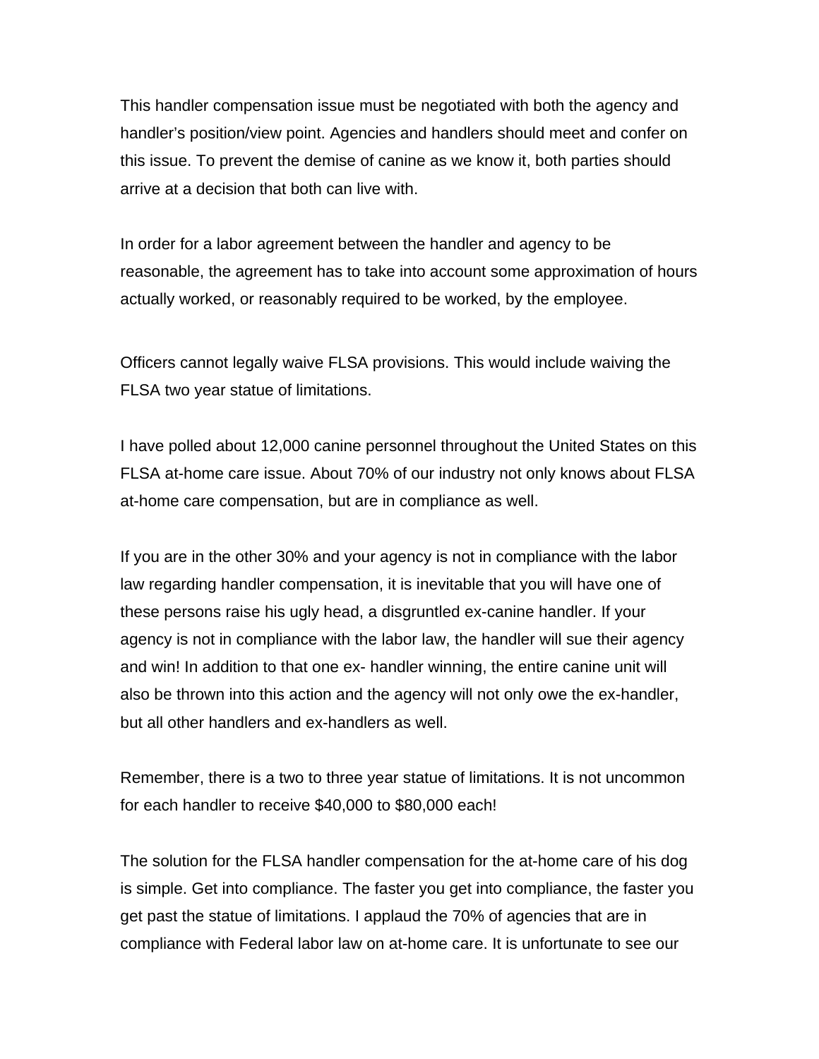This handler compensation issue must be negotiated with both the agency and handler's position/view point. Agencies and handlers should meet and confer on this issue. To prevent the demise of canine as we know it, both parties should arrive at a decision that both can live with.

In order for a labor agreement between the handler and agency to be reasonable, the agreement has to take into account some approximation of hours actually worked, or reasonably required to be worked, by the employee.

Officers cannot legally waive FLSA provisions. This would include waiving the FLSA two year statue of limitations.

I have polled about 12,000 canine personnel throughout the United States on this FLSA at-home care issue. About 70% of our industry not only knows about FLSA at-home care compensation, but are in compliance as well.

If you are in the other 30% and your agency is not in compliance with the labor law regarding handler compensation, it is inevitable that you will have one of these persons raise his ugly head, a disgruntled ex-canine handler. If your agency is not in compliance with the labor law, the handler will sue their agency and win! In addition to that one ex- handler winning, the entire canine unit will also be thrown into this action and the agency will not only owe the ex-handler, but all other handlers and ex-handlers as well.

Remember, there is a two to three year statue of limitations. It is not uncommon for each handler to receive $40,000 to $80,000 each!

The solution for the FLSA handler compensation for the at-home care of his dog is simple. Get into compliance. The faster you get into compliance, the faster you get past the statue of limitations. I applaud the 70% of agencies that are in compliance with Federal labor law on at-home care. It is unfortunate to see our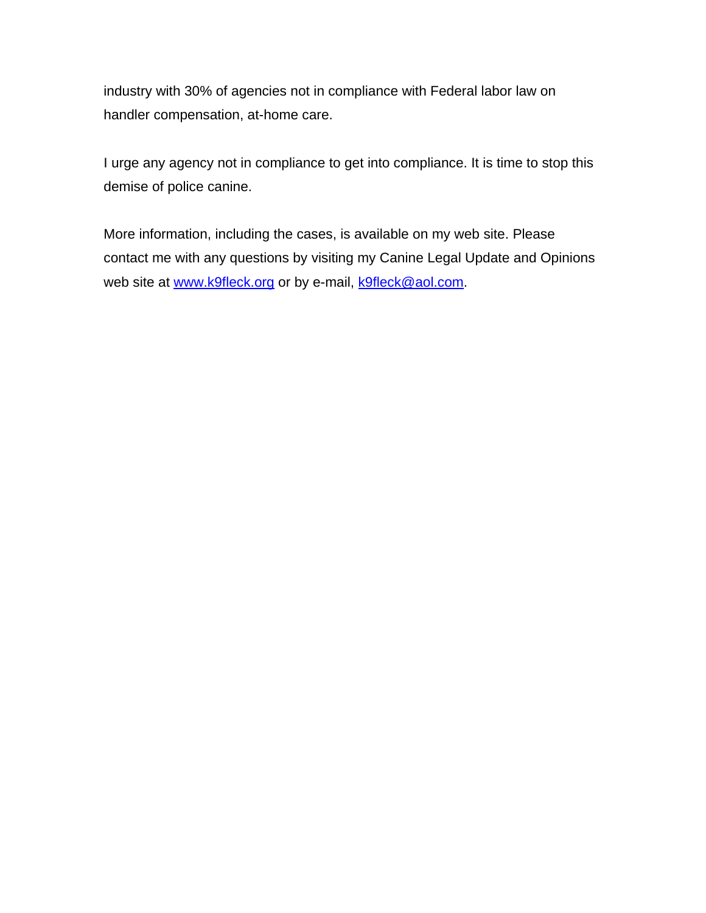industry with 30% of agencies not in compliance with Federal labor law on handler compensation, at-home care.

I urge any agency not in compliance to get into compliance. It is time to stop this demise of police canine.

More information, including the cases, is available on my web site. Please contact me with any questions by visiting my Canine Legal Update and Opinions web site at [www.k9fleck.org](http://www.k9fleck.org) or by e-mail, [k9fleck@aol.com](mailto:k9fleck@aol.com).